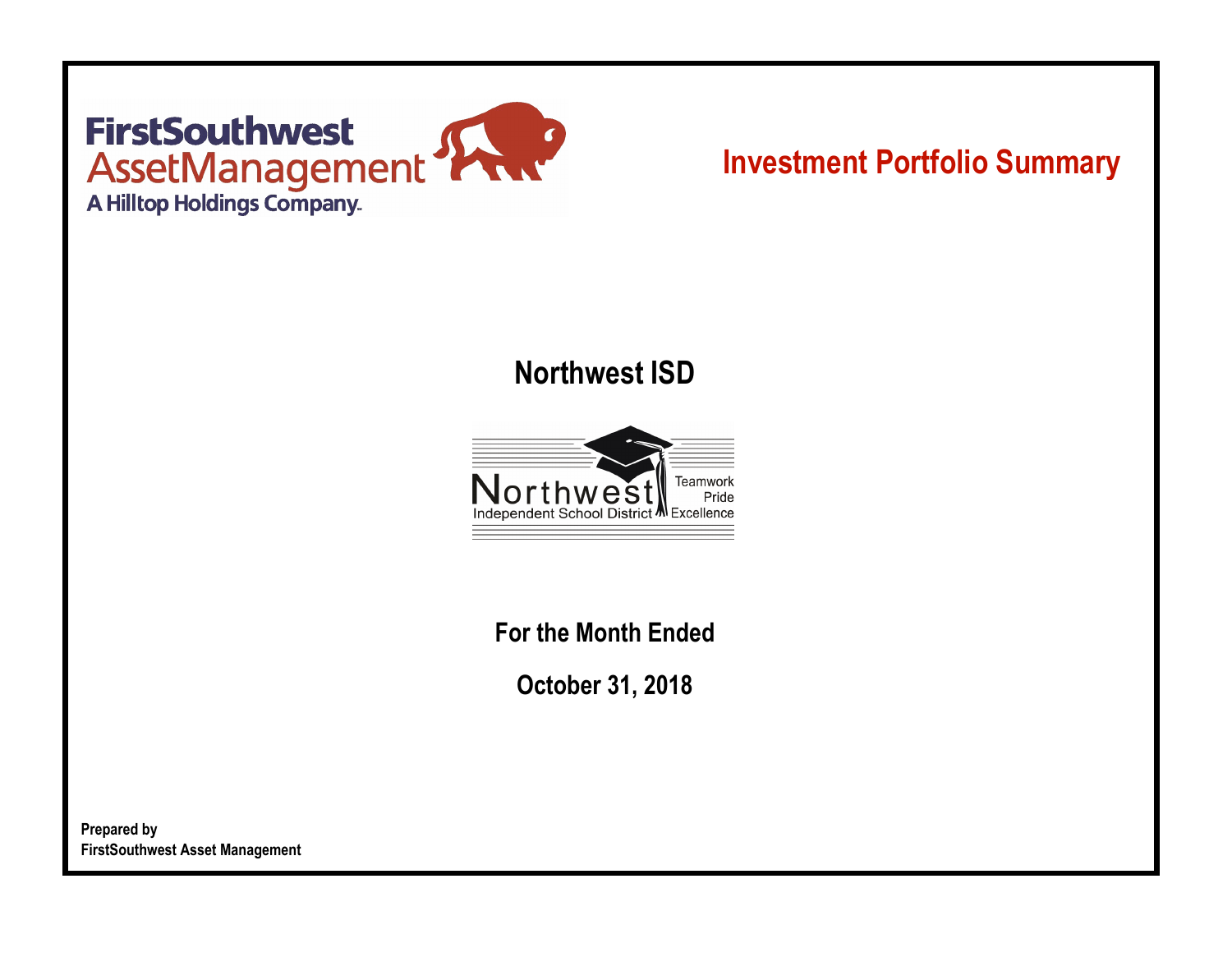FirstSouthwest AssetManagement
A Hilltop Holdings Company.

# Investment Portfolio Summary

## Northwest ISD

Northwest Independent School District
Teamwork
Pride
Excellence

**For the Month Ended**

**October 31, 2018**

**Prepared by**
**FirstSouthwest Asset Management**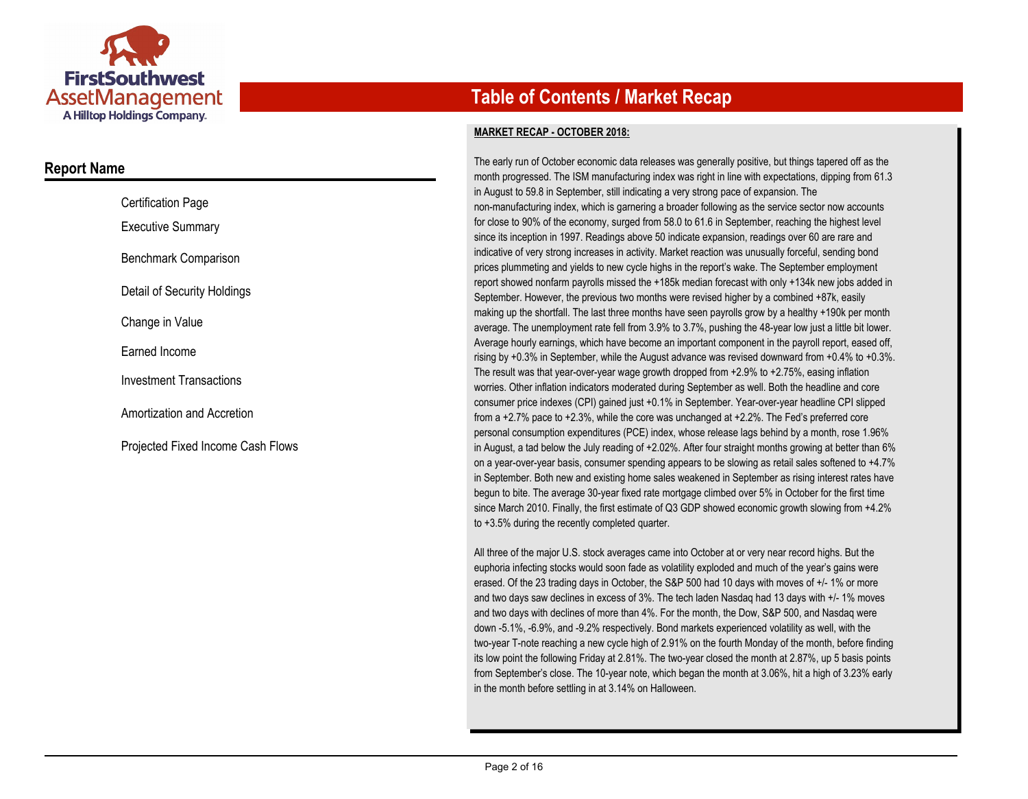# Table of Contents / Market Recap

## Report Name

- Certification Page
- Executive Summary
- Benchmark Comparison
- Detail of Security Holdings
- Change in Value
- Earned Income
- Investment Transactions
- Amortization and Accretion
- Projected Fixed Income Cash Flows

**MARKET RECAP - OCTOBER 2018:**

The early run of October economic data releases was generally positive, but things tapered off as the month progressed. The ISM manufacturing index was right in line with expectations, dipping from 61.3 in August to 59.8 in September, still indicating a very strong pace of expansion. The non-manufacturing index, which is garnering a broader following as the service sector now accounts for close to 90% of the economy, surged from 58.0 to 61.6 in September, reaching the highest level since its inception in 1997. Readings above 50 indicate expansion, readings over 60 are rare and indicative of very strong increases in activity. Market reaction was unusually forceful, sending bond prices plummeting and yields to new cycle highs in the report's wake. The September employment report showed nonfarm payrolls missed the +185k median forecast with only +134k new jobs added in September. However, the previous two months were revised higher by a combined +87k, easily making up the shortfall. The last three months have seen payrolls grow by a healthy +190k per month average. The unemployment rate fell from 3.9% to 3.7%, pushing the 48-year low just a little bit lower. Average hourly earnings, which have become an important component in the payroll report, eased off, rising by +0.3% in September, while the August advance was revised downward from +0.4% to +0.3%. The result was that year-over-year wage growth dropped from +2.9% to +2.75%, easing inflation worries. Other inflation indicators moderated during September as well. Both the headline and core consumer price indexes (CPI) gained just +0.1% in September. Year-over-year headline CPI slipped from a +2.7% pace to +2.3%, while the core was unchanged at +2.2%. The Fed's preferred core personal consumption expenditures (PCE) index, whose release lags behind by a month, rose 1.96% in August, a tad below the July reading of +2.02%. After four straight months growing at better than 6% on a year-over-year basis, consumer spending appears to be slowing as retail sales softened to +4.7% in September. Both new and existing home sales weakened in September as rising interest rates have begun to bite. The average 30-year fixed rate mortgage climbed over 5% in October for the first time since March 2010. Finally, the first estimate of Q3 GDP showed economic growth slowing from +4.2% to +3.5% during the recently completed quarter.

All three of the major U.S. stock averages came into October at or very near record highs. But the euphoria infecting stocks would soon fade as volatility exploded and much of the year's gains were erased. Of the 23 trading days in October, the S&P 500 had 10 days with moves of +/- 1% or more and two days saw declines in excess of 3%. The tech laden Nasdaq had 13 days with +/- 1% moves and two days with declines of more than 4%. For the month, the Dow, S&P 500, and Nasdaq were down -5.1%, -6.9%, and -9.2% respectively. Bond markets experienced volatility as well, with the two-year T-note reaching a new cycle high of 2.91% on the fourth Monday of the month, before finding its low point the following Friday at 2.81%. The two-year closed the month at 2.87%, up 5 basis points from September's close. The 10-year note, which began the month at 3.06%, hit a high of 3.23% early in the month before settling in at 3.14% on Halloween.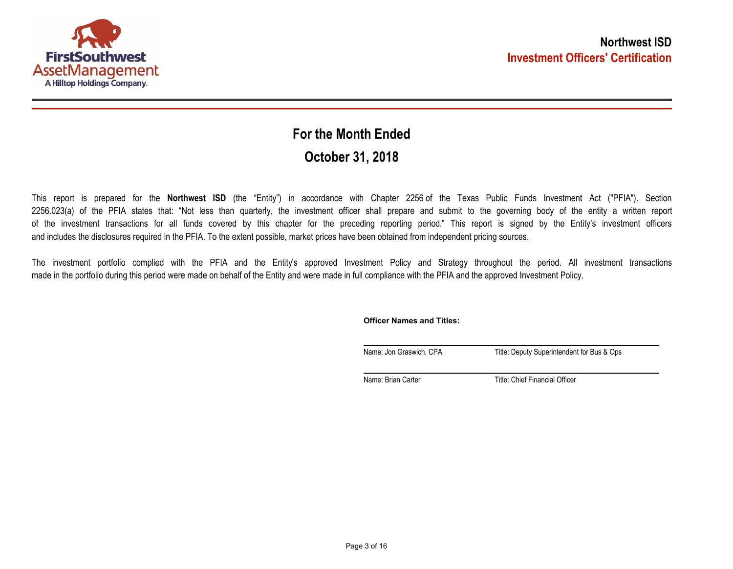# Northwest ISD

## Investment Officers' Certification

## For the Month Ended

## October 31, 2018

This report is prepared for the **Northwest ISD** (the "Entity") in accordance with Chapter 2256 of the Texas Public Funds Investment Act ("PFIA"). Section 2256.023(a) of the PFIA states that: "Not less than quarterly, the investment officer shall prepare and submit to the governing body of the entity a written report of the investment transactions for all funds covered by this chapter for the preceding reporting period." This report is signed by the Entity's investment officers and includes the disclosures required in the PFIA. To the extent possible, market prices have been obtained from independent pricing sources.

The investment portfolio complied with the PFIA and the Entity's approved Investment Policy and Strategy throughout the period. All investment transactions made in the portfolio during this period were made on behalf of the Entity and were made in full compliance with the PFIA and the approved Investment Policy.

**Officer Names and Titles:**

| Name | Title |
|---|---|
| Name: Jon Graswich, CPA | Title: Deputy Superintendent for Bus & Ops |
| Name: Brian Carter | Title: Chief Financial Officer |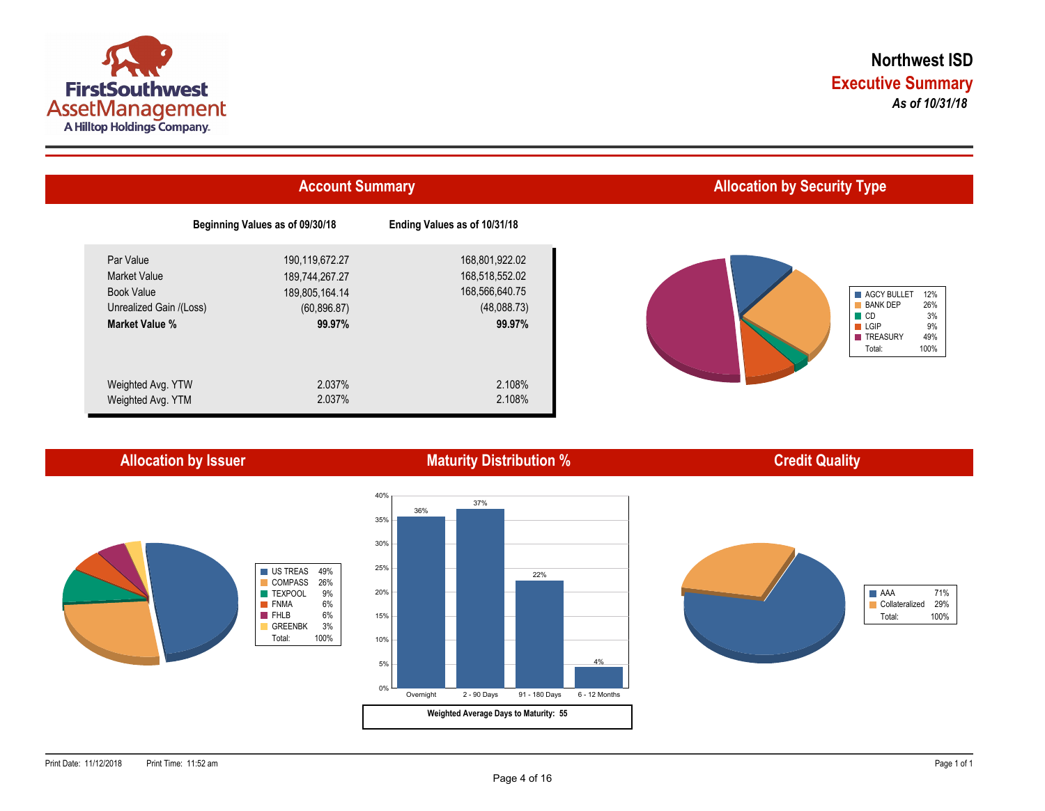FirstSouthwest AssetManagement
A Hilltop Holdings Company.

# Northwest ISD

## Executive Summary

*As of 10/31/18*

## Account Summary

| | Beginning Values as of 09/30/18 | Ending Values as of 10/31/18 |
|---|---|---|
| Par Value | 190,119,672.27 | 168,801,922.02 |
| Market Value | 189,744,267.27 | 168,518,552.02 |
| Book Value | 189,805,164.14 | 168,566,640.75 |
| Unrealized Gain /(Loss) | (60,896.87) | (48,088.73) |
| **Market Value %** | **99.97%** | **99.97%** |
| Weighted Avg. YTW | 2.037% | 2.108% |
| Weighted Avg. YTM | 2.037% | 2.108% |

## Allocation by Security Type

| Type | % |
|---|---|
| AGCY BULLET | 12% |
| BANK DEP | 26% |
| CD | 3% |
| LGIP | 9% |
| TREASURY | 49% |
| Total: | 100% |

## Allocation by Issuer

| Issuer | % |
|---|---|
| US TREAS | 49% |
| COMPASS | 26% |
| TEXPOOL | 9% |
| FNMA | 6% |
| FHLB | 6% |
| GREENBK | 3% |
| Total: | 100% |

## Maturity Distribution %

| Overnight | 2 - 90 Days | 91 - 180 Days | 6 - 12 Months |
|---|---|---|---|
| 36% | 37% | 22% | 4% |

**Weighted Average Days to Maturity: 55**

## Credit Quality

| Rating | % |
|---|---|
| AAA | 71% |
| Collateralized | 29% |
| Total: | 100% |

Print Date: 11/12/2018 Print Time: 11:52 am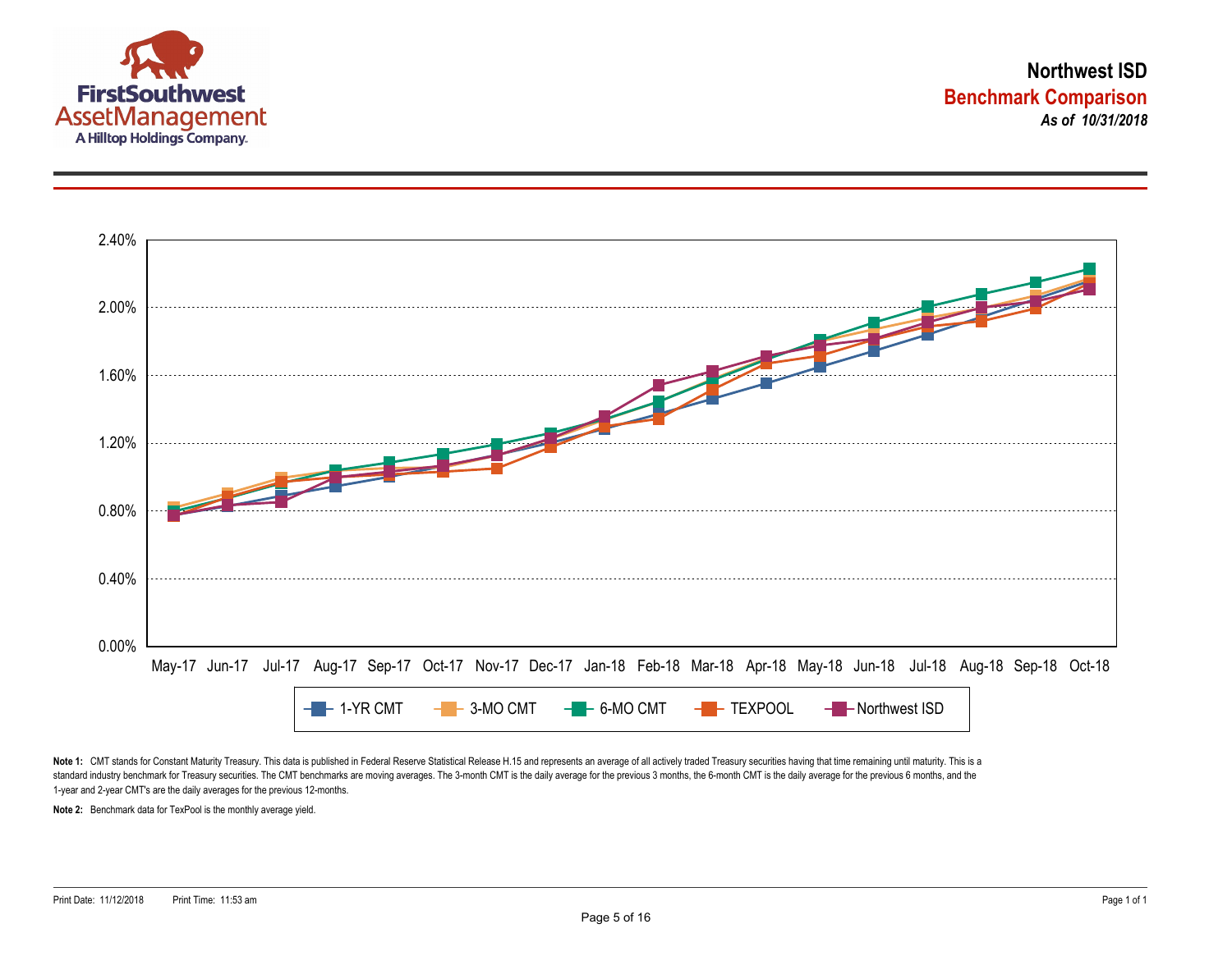FirstSouthwest AssetManagement
A Hilltop Holdings Company.

# Northwest ISD

## Benchmark Comparison

***As of 10/31/2018***

2.40%
2.00%
1.60%
1.20%
0.80%
0.40%
0.00%

May-17 Jun-17 Jul-17 Aug-17 Sep-17 Oct-17 Nov-17 Dec-17 Jan-18 Feb-18 Mar-18 Apr-18 May-18 Jun-18 Jul-18 Aug-18 Sep-18 Oct-18

1-YR CMT | 3-MO CMT | 6-MO CMT | TEXPOOL | Northwest ISD

**Note 1:** CMT stands for Constant Maturity Treasury. This data is published in Federal Reserve Statistical Release H.15 and represents an average of all actively traded Treasury securities having that time remaining until maturity. This is a standard industry benchmark for Treasury securities. The CMT benchmarks are moving averages. The 3-month CMT is the daily average for the previous 3 months, the 6-month CMT is the daily average for the previous 6 months, and the 1-year and 2-year CMT's are the daily averages for the previous 12-months.

**Note 2:** Benchmark data for TexPool is the monthly average yield.

Print Date: 11/12/2018 Print Time: 11:53 am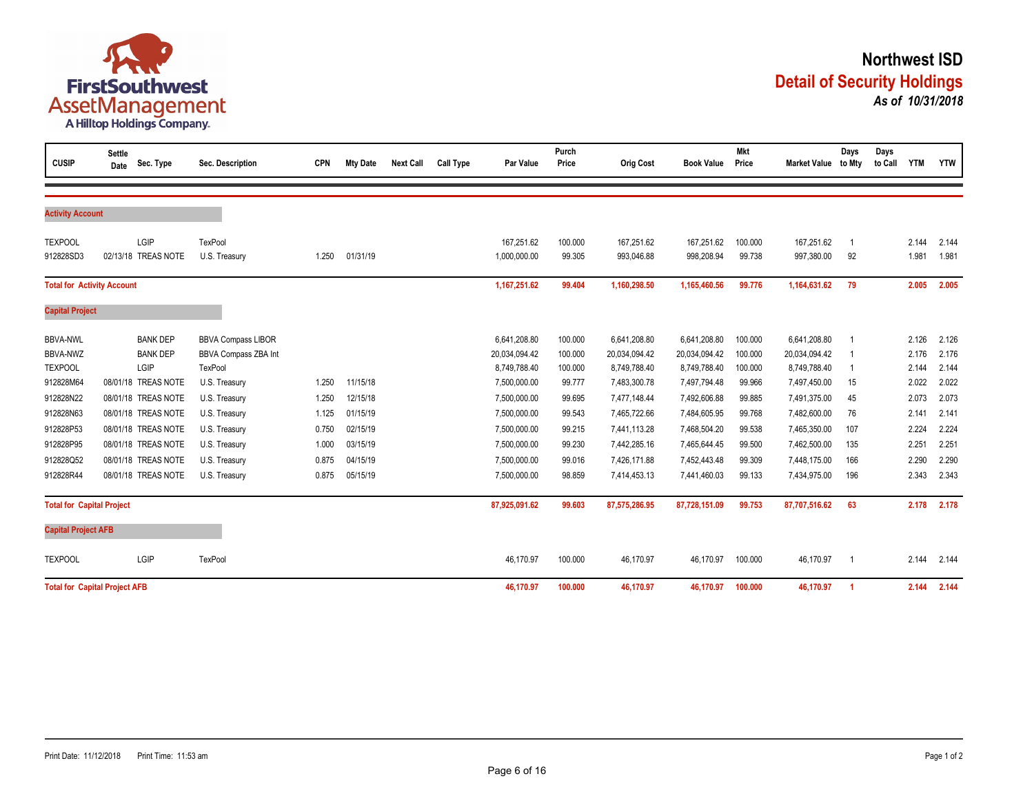FirstSouthwest AssetManagement
A Hilltop Holdings Company.

# Northwest ISD

## Detail of Security Holdings

***As of 10/31/2018***

| CUSIP | Settle Date | Sec. Type | Sec. Description | CPN | Mty Date | Next Call | Call Type | Par Value | Purch Price | Orig Cost | Book Value | Mkt Price | Market Value | Days to Mty | Days to Call | YTM | YTW |
|---|---|---|---|---|---|---|---|---|---|---|---|---|---|---|---|---|---|
| **Activity Account** | | | | | | | | | | | | | | | | | |
| TEXPOOL | | LGIP | TexPool | | | | | 167,251.62 | 100.000 | 167,251.62 | 167,251.62 | 100.000 | 167,251.62 | 1 | | 2.144 | 2.144 |
| 912828SD3 | 02/13/18 | TREAS NOTE | U.S. Treasury | 1.250 | 01/31/19 | | | 1,000,000.00 | 99.305 | 993,046.88 | 998,208.94 | 99.738 | 997,380.00 | 92 | | 1.981 | 1.981 |
| **Total for Activity Account** | | | | | | | | **1,167,251.62** | **99.404** | **1,160,298.50** | **1,165,460.56** | **99.776** | **1,164,631.62** | **79** | | **2.005** | **2.005** |
| **Capital Project** | | | | | | | | | | | | | | | | | |
| BBVA-NWL | | BANK DEP | BBVA Compass LIBOR | | | | | 6,641,208.80 | 100.000 | 6,641,208.80 | 6,641,208.80 | 100.000 | 6,641,208.80 | 1 | | 2.126 | 2.126 |
| BBVA-NWZ | | BANK DEP | BBVA Compass ZBA Int | | | | | 20,034,094.42 | 100.000 | 20,034,094.42 | 20,034,094.42 | 100.000 | 20,034,094.42 | 1 | | 2.176 | 2.176 |
| TEXPOOL | | LGIP | TexPool | | | | | 8,749,788.40 | 100.000 | 8,749,788.40 | 8,749,788.40 | 100.000 | 8,749,788.40 | 1 | | 2.144 | 2.144 |
| 912828M64 | 08/01/18 | TREAS NOTE | U.S. Treasury | 1.250 | 11/15/18 | | | 7,500,000.00 | 99.777 | 7,483,300.78 | 7,497,794.48 | 99.966 | 7,497,450.00 | 15 | | 2.022 | 2.022 |
| 912828N22 | 08/01/18 | TREAS NOTE | U.S. Treasury | 1.250 | 12/15/18 | | | 7,500,000.00 | 99.695 | 7,477,148.44 | 7,492,606.88 | 99.885 | 7,491,375.00 | 45 | | 2.073 | 2.073 |
| 912828N63 | 08/01/18 | TREAS NOTE | U.S. Treasury | 1.125 | 01/15/19 | | | 7,500,000.00 | 99.543 | 7,465,722.66 | 7,484,605.95 | 99.768 | 7,482,600.00 | 76 | | 2.141 | 2.141 |
| 912828P53 | 08/01/18 | TREAS NOTE | U.S. Treasury | 0.750 | 02/15/19 | | | 7,500,000.00 | 99.215 | 7,441,113.28 | 7,468,504.20 | 99.538 | 7,465,350.00 | 107 | | 2.224 | 2.224 |
| 912828P95 | 08/01/18 | TREAS NOTE | U.S. Treasury | 1.000 | 03/15/19 | | | 7,500,000.00 | 99.230 | 7,442,285.16 | 7,465,644.45 | 99.500 | 7,462,500.00 | 135 | | 2.251 | 2.251 |
| 912828Q52 | 08/01/18 | TREAS NOTE | U.S. Treasury | 0.875 | 04/15/19 | | | 7,500,000.00 | 99.016 | 7,426,171.88 | 7,452,443.48 | 99.309 | 7,448,175.00 | 166 | | 2.290 | 2.290 |
| 912828R44 | 08/01/18 | TREAS NOTE | U.S. Treasury | 0.875 | 05/15/19 | | | 7,500,000.00 | 98.859 | 7,414,453.13 | 7,441,460.03 | 99.133 | 7,434,975.00 | 196 | | 2.343 | 2.343 |
| **Total for Capital Project** | | | | | | | | **87,925,091.62** | **99.603** | **87,575,286.95** | **87,728,151.09** | **99.753** | **87,707,516.62** | **63** | | **2.178** | **2.178** |
| **Capital Project AFB** | | | | | | | | | | | | | | | | | |
| TEXPOOL | | LGIP | TexPool | | | | | 46,170.97 | 100.000 | 46,170.97 | 46,170.97 | 100.000 | 46,170.97 | 1 | | 2.144 | 2.144 |
| **Total for Capital Project AFB** | | | | | | | | **46,170.97** | **100.000** | **46,170.97** | **46,170.97** | **100.000** | **46,170.97** | **1** | | **2.144** | **2.144** |

Print Date: 11/12/2018 Print Time: 11:53 am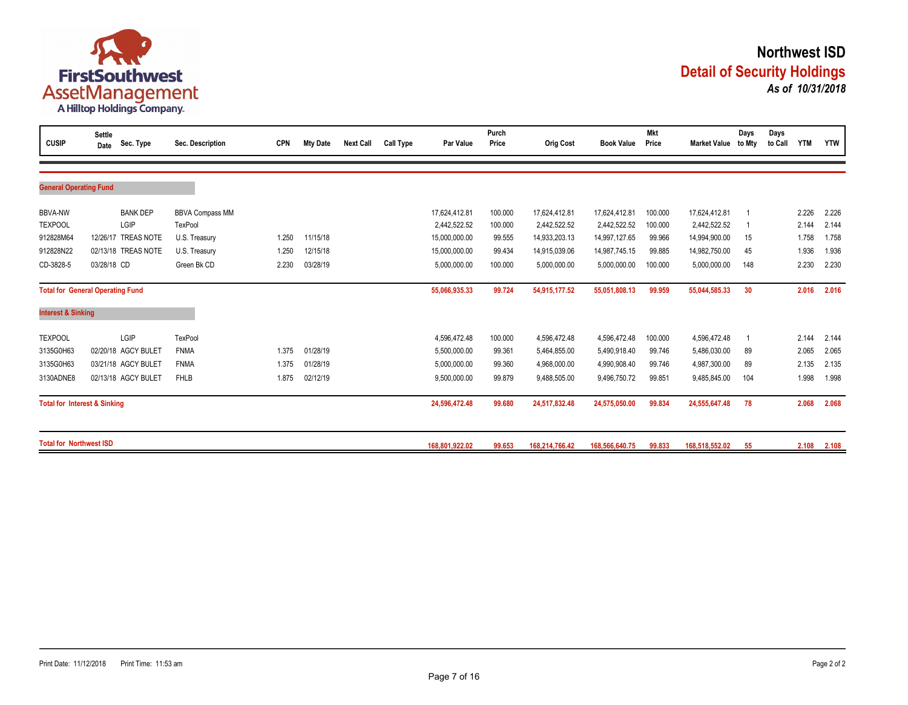FirstSouthwest AssetManagement
A Hilltop Holdings Company.

# Northwest ISD

## Detail of Security Holdings

***As of 10/31/2018***

| CUSIP | Settle Date | Sec. Type | Sec. Description | CPN | Mty Date | Next Call | Call Type | Par Value | Purch Price | Orig Cost | Book Value | Mkt Price | Market Value | Days to Mty | Days to Call | YTM | YTW |
|---|---|---|---|---|---|---|---|---|---|---|---|---|---|---|---|---|---|
| **General Operating Fund** | | | | | | | | | | | | | | | | | |
| BBVA-NW | | BANK DEP | BBVA Compass MM | | | | | 17,624,412.81 | 100.000 | 17,624,412.81 | 17,624,412.81 | 100.000 | 17,624,412.81 | 1 | | 2.226 | 2.226 |
| TEXPOOL | | LGIP | TexPool | | | | | 2,442,522.52 | 100.000 | 2,442,522.52 | 2,442,522.52 | 100.000 | 2,442,522.52 | 1 | | 2.144 | 2.144 |
| 912828M64 | 12/26/17 | TREAS NOTE | U.S. Treasury | 1.250 | 11/15/18 | | | 15,000,000.00 | 99.555 | 14,933,203.13 | 14,997,127.65 | 99.966 | 14,994,900.00 | 15 | | 1.758 | 1.758 |
| 912828N22 | 02/13/18 | TREAS NOTE | U.S. Treasury | 1.250 | 12/15/18 | | | 15,000,000.00 | 99.434 | 14,915,039.06 | 14,987,745.15 | 99.885 | 14,982,750.00 | 45 | | 1.936 | 1.936 |
| CD-3828-5 | 03/28/18 | CD | Green Bk CD | 2.230 | 03/28/19 | | | 5,000,000.00 | 100.000 | 5,000,000.00 | 5,000,000.00 | 100.000 | 5,000,000.00 | 148 | | 2.230 | 2.230 |
| **Total for General Operating Fund** | | | | | | | | **55,066,935.33** | **99.724** | **54,915,177.52** | **55,051,808.13** | **99.959** | **55,044,585.33** | **30** | | **2.016** | **2.016** |
| **Interest & Sinking** | | | | | | | | | | | | | | | | | |
| TEXPOOL | | LGIP | TexPool | | | | | 4,596,472.48 | 100.000 | 4,596,472.48 | 4,596,472.48 | 100.000 | 4,596,472.48 | 1 | | 2.144 | 2.144 |
| 3135G0H63 | 02/20/18 | AGCY BULET | FNMA | 1.375 | 01/28/19 | | | 5,500,000.00 | 99.361 | 5,464,855.00 | 5,490,918.40 | 99.746 | 5,486,030.00 | 89 | | 2.065 | 2.065 |
| 3135G0H63 | 03/21/18 | AGCY BULET | FNMA | 1.375 | 01/28/19 | | | 5,000,000.00 | 99.360 | 4,968,000.00 | 4,990,908.40 | 99.746 | 4,987,300.00 | 89 | | 2.135 | 2.135 |
| 3130ADNE8 | 02/13/18 | AGCY BULET | FHLB | 1.875 | 02/12/19 | | | 9,500,000.00 | 99.879 | 9,488,505.00 | 9,496,750.72 | 99.851 | 9,485,845.00 | 104 | | 1.998 | 1.998 |
| **Total for Interest & Sinking** | | | | | | | | **24,596,472.48** | **99.680** | **24,517,832.48** | **24,575,050.00** | **99.834** | **24,555,647.48** | **78** | | **2.068** | **2.068** |
| **Total for Northwest ISD** | | | | | | | | **168,801,922.02** | **99.653** | **168,214,766.42** | **168,566,640.75** | **99.833** | **168,518,552.02** | **55** | | **2.108** | **2.108** |

Print Date: 11/12/2018 Print Time: 11:53 am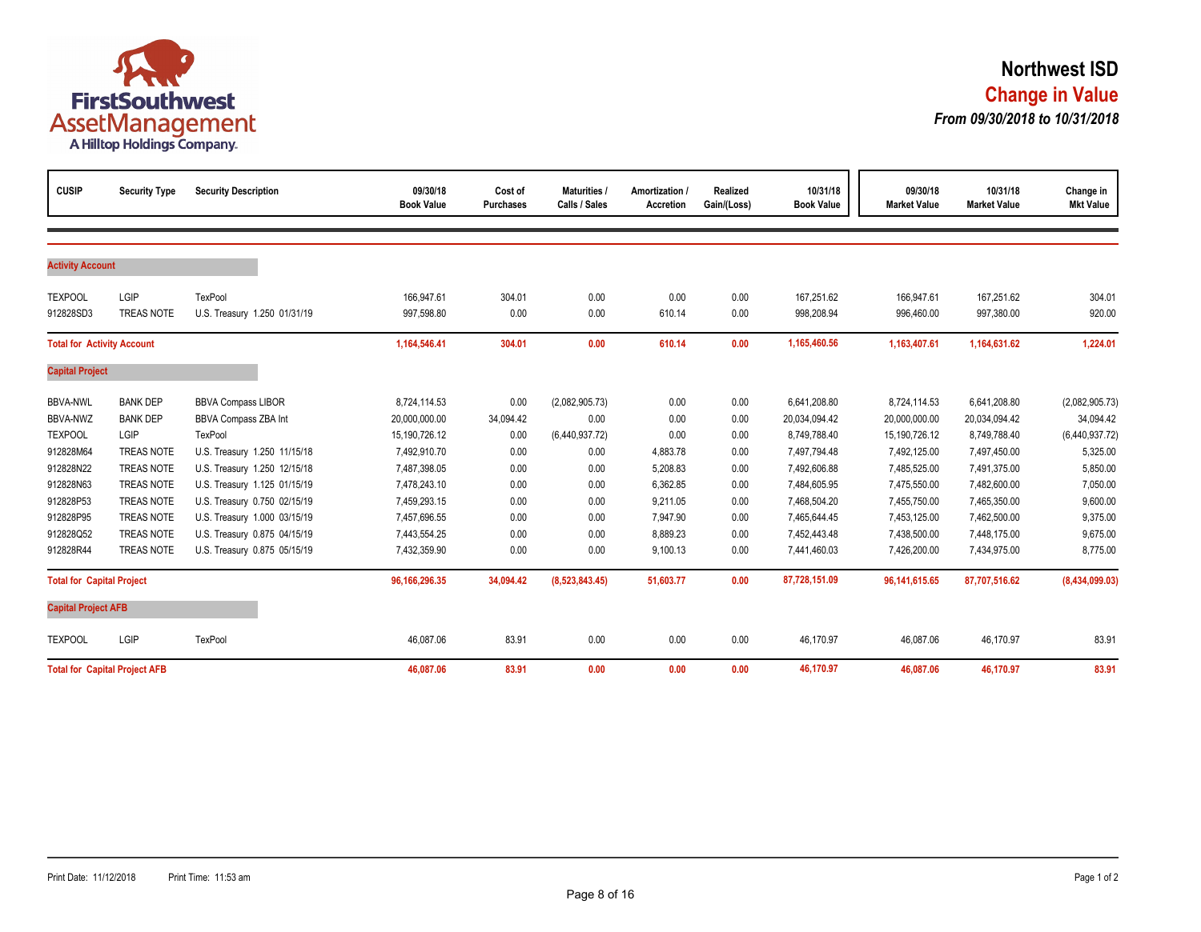# Northwest ISD

## Change in Value

*From 09/30/2018 to 10/31/2018*

| CUSIP | Security Type | Security Description | 09/30/18 Book Value | Cost of Purchases | Maturities / Calls / Sales | Amortization / Accretion | Realized Gain/(Loss) | 10/31/18 Book Value | 09/30/18 Market Value | 10/31/18 Market Value | Change in Mkt Value |
|---|---|---|---|---|---|---|---|---|---|---|---|
| **Activity Account** | | | | | | | | | | | |
| TEXPOOL | LGIP | TexPool | 166,947.61 | 304.01 | 0.00 | 0.00 | 0.00 | 167,251.62 | 166,947.61 | 167,251.62 | 304.01 |
| 912828SD3 | TREAS NOTE | U.S. Treasury 1.250 01/31/19 | 997,598.80 | 0.00 | 0.00 | 610.14 | 0.00 | 998,208.94 | 996,460.00 | 997,380.00 | 920.00 |
| **Total for Activity Account** | | | **1,164,546.41** | **304.01** | **0.00** | **610.14** | **0.00** | **1,165,460.56** | **1,163,407.61** | **1,164,631.62** | **1,224.01** |
| **Capital Project** | | | | | | | | | | | |
| BBVA-NWL | BANK DEP | BBVA Compass LIBOR | 8,724,114.53 | 0.00 | (2,082,905.73) | 0.00 | 0.00 | 6,641,208.80 | 8,724,114.53 | 6,641,208.80 | (2,082,905.73) |
| BBVA-NWZ | BANK DEP | BBVA Compass ZBA Int | 20,000,000.00 | 34,094.42 | 0.00 | 0.00 | 0.00 | 20,034,094.42 | 20,000,000.00 | 20,034,094.42 | 34,094.42 |
| TEXPOOL | LGIP | TexPool | 15,190,726.12 | 0.00 | (6,440,937.72) | 0.00 | 0.00 | 8,749,788.40 | 15,190,726.12 | 8,749,788.40 | (6,440,937.72) |
| 912828M64 | TREAS NOTE | U.S. Treasury 1.250 11/15/18 | 7,492,910.70 | 0.00 | 0.00 | 4,883.78 | 0.00 | 7,497,794.48 | 7,492,125.00 | 7,497,450.00 | 5,325.00 |
| 912828N22 | TREAS NOTE | U.S. Treasury 1.250 12/15/18 | 7,487,398.05 | 0.00 | 0.00 | 5,208.83 | 0.00 | 7,492,606.88 | 7,485,525.00 | 7,491,375.00 | 5,850.00 |
| 912828N63 | TREAS NOTE | U.S. Treasury 1.125 01/15/19 | 7,478,243.10 | 0.00 | 0.00 | 6,362.85 | 0.00 | 7,484,605.95 | 7,475,550.00 | 7,482,600.00 | 7,050.00 |
| 912828P53 | TREAS NOTE | U.S. Treasury 0.750 02/15/19 | 7,459,293.15 | 0.00 | 0.00 | 9,211.05 | 0.00 | 7,468,504.20 | 7,455,750.00 | 7,465,350.00 | 9,600.00 |
| 912828P95 | TREAS NOTE | U.S. Treasury 1.000 03/15/19 | 7,457,696.55 | 0.00 | 0.00 | 7,947.90 | 0.00 | 7,465,644.45 | 7,453,125.00 | 7,462,500.00 | 9,375.00 |
| 912828Q52 | TREAS NOTE | U.S. Treasury 0.875 04/15/19 | 7,443,554.25 | 0.00 | 0.00 | 8,889.23 | 0.00 | 7,452,443.48 | 7,438,500.00 | 7,448,175.00 | 9,675.00 |
| 912828R44 | TREAS NOTE | U.S. Treasury 0.875 05/15/19 | 7,432,359.90 | 0.00 | 0.00 | 9,100.13 | 0.00 | 7,441,460.03 | 7,426,200.00 | 7,434,975.00 | 8,775.00 |
| **Total for Capital Project** | | | **96,166,296.35** | **34,094.42** | **(8,523,843.45)** | **51,603.77** | **0.00** | **87,728,151.09** | **96,141,615.65** | **87,707,516.62** | **(8,434,099.03)** |
| **Capital Project AFB** | | | | | | | | | | | |
| TEXPOOL | LGIP | TexPool | 46,087.06 | 83.91 | 0.00 | 0.00 | 0.00 | 46,170.97 | 46,087.06 | 46,170.97 | 83.91 |
| **Total for Capital Project AFB** | | | **46,087.06** | **83.91** | **0.00** | **0.00** | **0.00** | **46,170.97** | **46,087.06** | **46,170.97** | **83.91** |

Print Date: 11/12/2018 Print Time: 11:53 am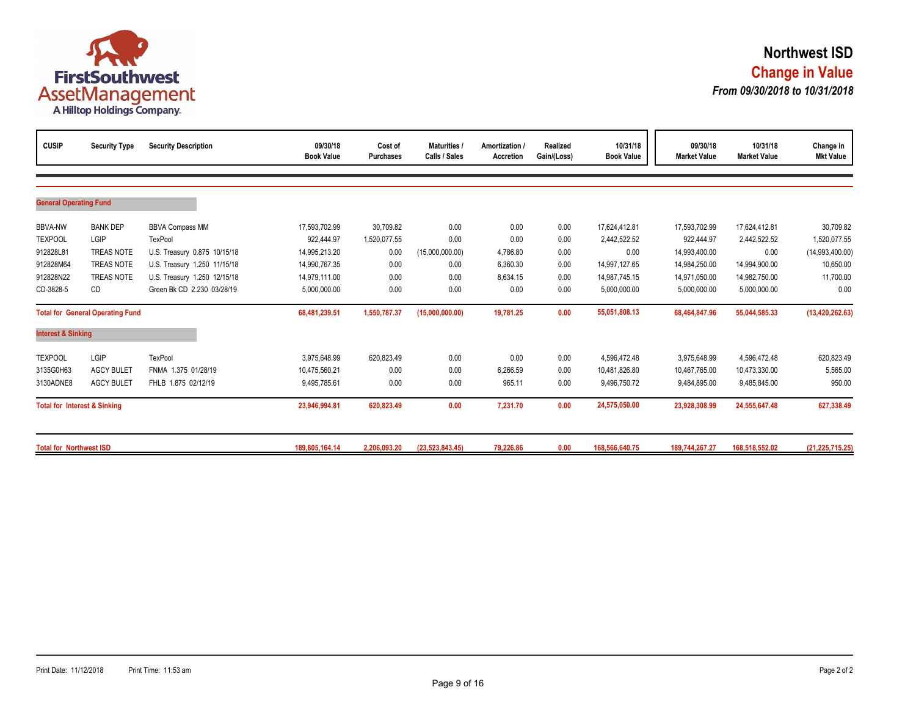# Northwest ISD

## Change in Value

***From 09/30/2018 to 10/31/2018***

| CUSIP | Security Type | Security Description | 09/30/18 Book Value | Cost of Purchases | Maturities / Calls / Sales | Amortization / Accretion | Realized Gain/(Loss) | 10/31/18 Book Value | 09/30/18 Market Value | 10/31/18 Market Value | Change in Mkt Value |
|---|---|---|---|---|---|---|---|---|---|---|---|
| **General Operating Fund** | | | | | | | | | | | |
| BBVA-NW | BANK DEP | BBVA Compass MM | 17,593,702.99 | 30,709.82 | 0.00 | 0.00 | 0.00 | 17,624,412.81 | 17,593,702.99 | 17,624,412.81 | 30,709.82 |
| TEXPOOL | LGIP | TexPool | 922,444.97 | 1,520,077.55 | 0.00 | 0.00 | 0.00 | 2,442,522.52 | 922,444.97 | 2,442,522.52 | 1,520,077.55 |
| 912828L81 | TREAS NOTE | U.S. Treasury 0.875 10/15/18 | 14,995,213.20 | 0.00 | (15,000,000.00) | 4,786.80 | 0.00 | 0.00 | 14,993,400.00 | 0.00 | (14,993,400.00) |
| 912828M64 | TREAS NOTE | U.S. Treasury 1.250 11/15/18 | 14,990,767.35 | 0.00 | 0.00 | 6,360.30 | 0.00 | 14,997,127.65 | 14,984,250.00 | 14,994,900.00 | 10,650.00 |
| 912828N22 | TREAS NOTE | U.S. Treasury 1.250 12/15/18 | 14,979,111.00 | 0.00 | 0.00 | 8,634.15 | 0.00 | 14,987,745.15 | 14,971,050.00 | 14,982,750.00 | 11,700.00 |
| CD-3828-5 | CD | Green Bk CD 2.230 03/28/19 | 5,000,000.00 | 0.00 | 0.00 | 0.00 | 0.00 | 5,000,000.00 | 5,000,000.00 | 5,000,000.00 | 0.00 |
| **Total for General Operating Fund** | | | **68,481,239.51** | **1,550,787.37** | **(15,000,000.00)** | **19,781.25** | **0.00** | **55,051,808.13** | **68,464,847.96** | **55,044,585.33** | **(13,420,262.63)** |
| **Interest & Sinking** | | | | | | | | | | | |
| TEXPOOL | LGIP | TexPool | 3,975,648.99 | 620,823.49 | 0.00 | 0.00 | 0.00 | 4,596,472.48 | 3,975,648.99 | 4,596,472.48 | 620,823.49 |
| 3135G0H63 | AGCY BULET | FNMA 1.375 01/28/19 | 10,475,560.21 | 0.00 | 0.00 | 6,266.59 | 0.00 | 10,481,826.80 | 10,467,765.00 | 10,473,330.00 | 5,565.00 |
| 3130ADNE8 | AGCY BULET | FHLB 1.875 02/12/19 | 9,495,785.61 | 0.00 | 0.00 | 965.11 | 0.00 | 9,496,750.72 | 9,484,895.00 | 9,485,845.00 | 950.00 |
| **Total for Interest & Sinking** | | | **23,946,994.81** | **620,823.49** | **0.00** | **7,231.70** | **0.00** | **24,575,050.00** | **23,928,308.99** | **24,555,647.48** | **627,338.49** |
| **Total for Northwest ISD** | | | **189,805,164.14** | **2,206,093.20** | **(23,523,843.45)** | **79,226.86** | **0.00** | **168,566,640.75** | **189,744,267.27** | **168,518,552.02** | **(21,225,715.25)** |

Print Date: 11/12/2018 Print Time: 11:53 am

Page 2 of 2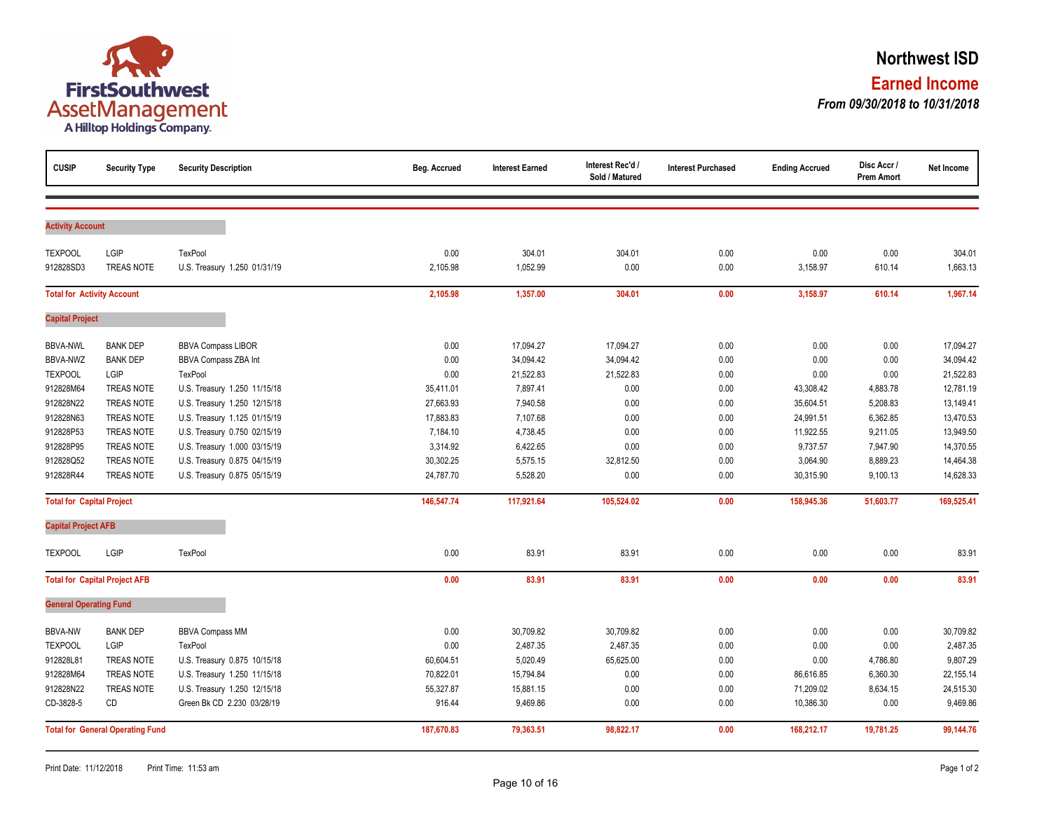FirstSouthwest AssetManagement
A Hilltop Holdings Company.

# Northwest ISD

## Earned Income

***From 09/30/2018 to 10/31/2018***

| CUSIP | Security Type | Security Description | Beg. Accrued | Interest Earned | Interest Rec'd / Sold / Matured | Interest Purchased | Ending Accrued | Disc Accr / Prem Amort | Net Income |
|---|---|---|---|---|---|---|---|---|---|
| **Activity Account** | | | | | | | | | |
| TEXPOOL | LGIP | TexPool | 0.00 | 304.01 | 304.01 | 0.00 | 0.00 | 0.00 | 304.01 |
| 912828SD3 | TREAS NOTE | U.S. Treasury 1.250 01/31/19 | 2,105.98 | 1,052.99 | 0.00 | 0.00 | 3,158.97 | 610.14 | 1,663.13 |
| **Total for Activity Account** | | | **2,105.98** | **1,357.00** | **304.01** | **0.00** | **3,158.97** | **610.14** | **1,967.14** |
| **Capital Project** | | | | | | | | | |
| BBVA-NWL | BANK DEP | BBVA Compass LIBOR | 0.00 | 17,094.27 | 17,094.27 | 0.00 | 0.00 | 0.00 | 17,094.27 |
| BBVA-NWZ | BANK DEP | BBVA Compass ZBA Int | 0.00 | 34,094.42 | 34,094.42 | 0.00 | 0.00 | 0.00 | 34,094.42 |
| TEXPOOL | LGIP | TexPool | 0.00 | 21,522.83 | 21,522.83 | 0.00 | 0.00 | 0.00 | 21,522.83 |
| 912828M64 | TREAS NOTE | U.S. Treasury 1.250 11/15/18 | 35,411.01 | 7,897.41 | 0.00 | 0.00 | 43,308.42 | 4,883.78 | 12,781.19 |
| 912828N22 | TREAS NOTE | U.S. Treasury 1.250 12/15/18 | 27,663.93 | 7,940.58 | 0.00 | 0.00 | 35,604.51 | 5,208.83 | 13,149.41 |
| 912828N63 | TREAS NOTE | U.S. Treasury 1.125 01/15/19 | 17,883.83 | 7,107.68 | 0.00 | 0.00 | 24,991.51 | 6,362.85 | 13,470.53 |
| 912828P53 | TREAS NOTE | U.S. Treasury 0.750 02/15/19 | 7,184.10 | 4,738.45 | 0.00 | 0.00 | 11,922.55 | 9,211.05 | 13,949.50 |
| 912828P95 | TREAS NOTE | U.S. Treasury 1.000 03/15/19 | 3,314.92 | 6,422.65 | 0.00 | 0.00 | 9,737.57 | 7,947.90 | 14,370.55 |
| 912828Q52 | TREAS NOTE | U.S. Treasury 0.875 04/15/19 | 30,302.25 | 5,575.15 | 32,812.50 | 0.00 | 3,064.90 | 8,889.23 | 14,464.38 |
| 912828R44 | TREAS NOTE | U.S. Treasury 0.875 05/15/19 | 24,787.70 | 5,528.20 | 0.00 | 0.00 | 30,315.90 | 9,100.13 | 14,628.33 |
| **Total for Capital Project** | | | **146,547.74** | **117,921.64** | **105,524.02** | **0.00** | **158,945.36** | **51,603.77** | **169,525.41** |
| **Capital Project AFB** | | | | | | | | | |
| TEXPOOL | LGIP | TexPool | 0.00 | 83.91 | 83.91 | 0.00 | 0.00 | 0.00 | 83.91 |
| **Total for Capital Project AFB** | | | **0.00** | **83.91** | **83.91** | **0.00** | **0.00** | **0.00** | **83.91** |
| **General Operating Fund** | | | | | | | | | |
| BBVA-NW | BANK DEP | BBVA Compass MM | 0.00 | 30,709.82 | 30,709.82 | 0.00 | 0.00 | 0.00 | 30,709.82 |
| TEXPOOL | LGIP | TexPool | 0.00 | 2,487.35 | 2,487.35 | 0.00 | 0.00 | 0.00 | 2,487.35 |
| 912828L81 | TREAS NOTE | U.S. Treasury 0.875 10/15/18 | 60,604.51 | 5,020.49 | 65,625.00 | 0.00 | 0.00 | 4,786.80 | 9,807.29 |
| 912828M64 | TREAS NOTE | U.S. Treasury 1.250 11/15/18 | 70,822.01 | 15,794.84 | 0.00 | 0.00 | 86,616.85 | 6,360.30 | 22,155.14 |
| 912828N22 | TREAS NOTE | U.S. Treasury 1.250 12/15/18 | 55,327.87 | 15,881.15 | 0.00 | 0.00 | 71,209.02 | 8,634.15 | 24,515.30 |
| CD-3828-5 | CD | Green Bk CD 2.230 03/28/19 | 916.44 | 9,469.86 | 0.00 | 0.00 | 10,386.30 | 0.00 | 9,469.86 |
| **Total for General Operating Fund** | | | **187,670.83** | **79,363.51** | **98,822.17** | **0.00** | **168,212.17** | **19,781.25** | **99,144.76** |

Print Date: 11/12/2018 Print Time: 11:53 am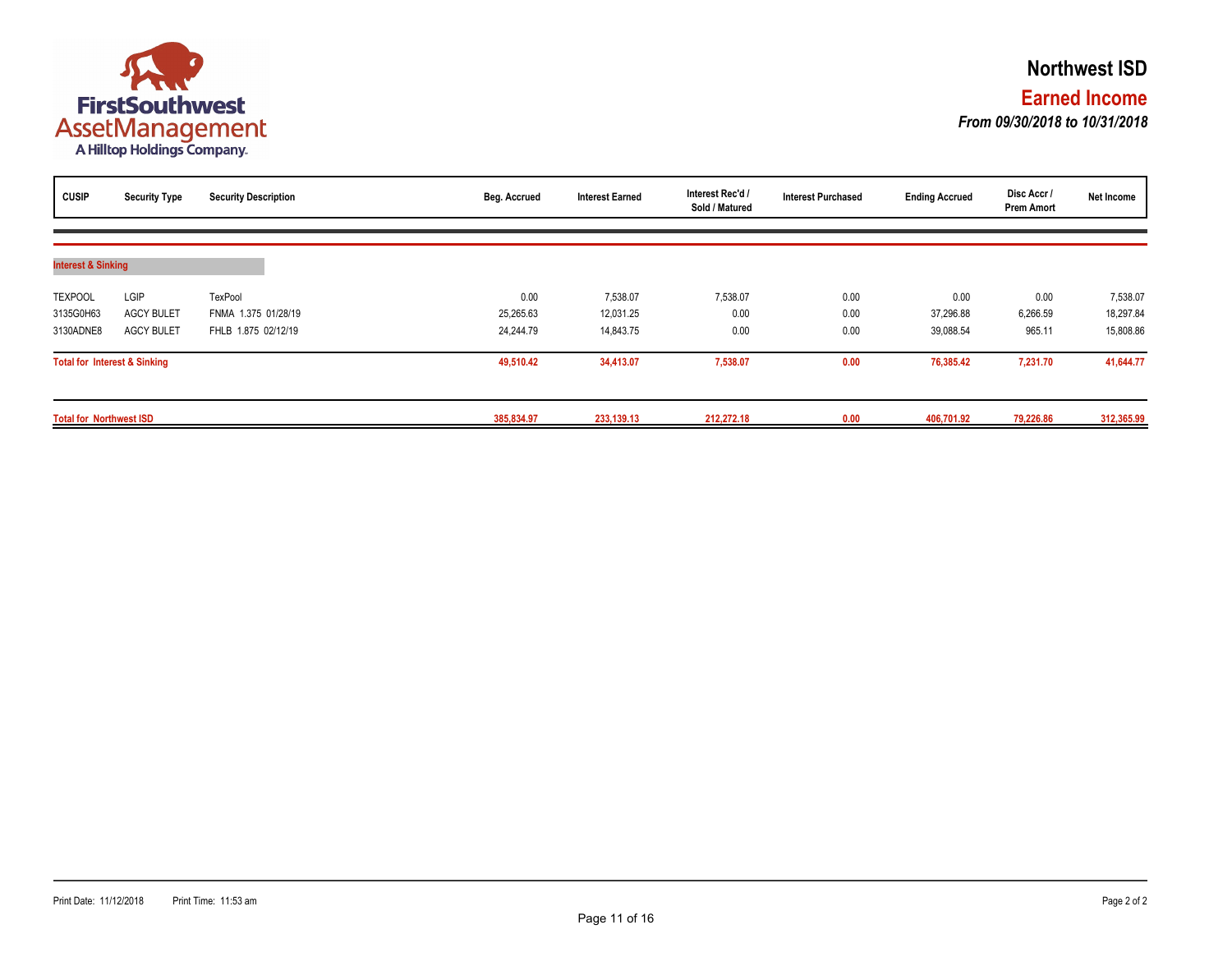FirstSouthwest AssetManagement
A Hilltop Holdings Company.

# Northwest ISD

## Earned Income

***From 09/30/2018 to 10/31/2018***

| CUSIP | Security Type | Security Description | Beg. Accrued | Interest Earned | Interest Rec'd / Sold / Matured | Interest Purchased | Ending Accrued | Disc Accr / Prem Amort | Net Income |
|---|---|---|---|---|---|---|---|---|---|
| **Interest & Sinking** | | | | | | | | | |
| TEXPOOL | LGIP | TexPool | 0.00 | 7,538.07 | 7,538.07 | 0.00 | 0.00 | 0.00 | 7,538.07 |
| 3135G0H63 | AGCY BULET | FNMA 1.375 01/28/19 | 25,265.63 | 12,031.25 | 0.00 | 0.00 | 37,296.88 | 6,266.59 | 18,297.84 |
| 3130ADNE8 | AGCY BULET | FHLB 1.875 02/12/19 | 24,244.79 | 14,843.75 | 0.00 | 0.00 | 39,088.54 | 965.11 | 15,808.86 |
| **Total for Interest & Sinking** | | | **49,510.42** | **34,413.07** | **7,538.07** | **0.00** | **76,385.42** | **7,231.70** | **41,644.77** |
| **Total for Northwest ISD** | | | **385,834.97** | **233,139.13** | **212,272.18** | **0.00** | **406,701.92** | **79,226.86** | **312,365.99** |

Print Date: 11/12/2018 Print Time: 11:53 am Page 2 of 2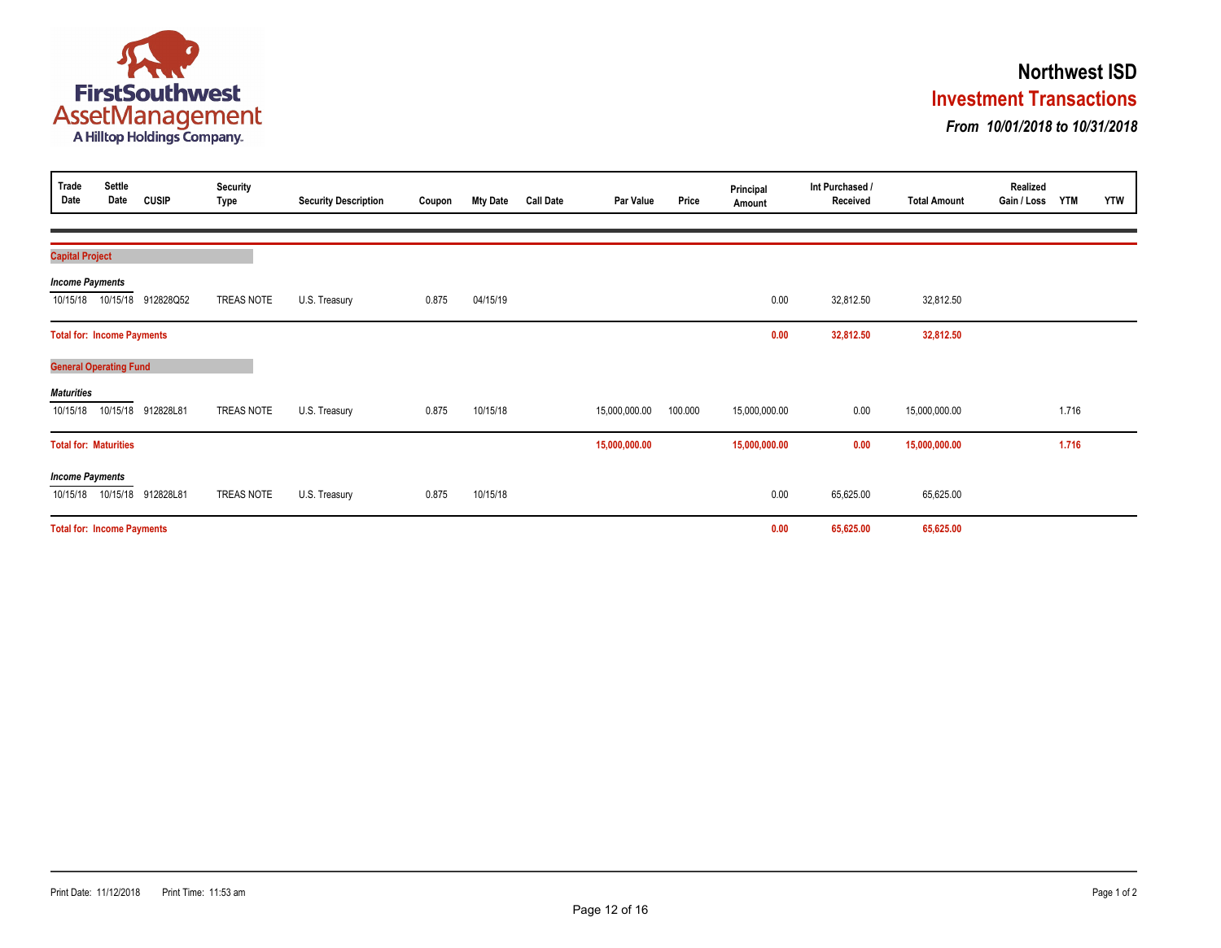# Northwest ISD

## Investment Transactions

***From 10/01/2018 to 10/31/2018***

| Trade Date | Settle Date | CUSIP | Security Type | Security Description | Coupon | Mty Date | Call Date | Par Value | Price | Principal Amount | Int Purchased / Received | Total Amount | Realized Gain / Loss | YTM | YTW |
|---|---|---|---|---|---|---|---|---|---|---|---|---|---|---|---|
| **Capital Project** | | | | | | | | | | | | | | | |
| ***Income Payments*** | | | | | | | | | | | | | | | |
| 10/15/18 | 10/15/18 | 912828Q52 | TREAS NOTE | U.S. Treasury | 0.875 | 04/15/19 | | | | 0.00 | 32,812.50 | 32,812.50 | | | |
| **Total for: Income Payments** | | | | | | | | | | **0.00** | **32,812.50** | **32,812.50** | | | |
| **General Operating Fund** | | | | | | | | | | | | | | | |
| ***Maturities*** | | | | | | | | | | | | | | | |
| 10/15/18 | 10/15/18 | 912828L81 | TREAS NOTE | U.S. Treasury | 0.875 | 10/15/18 | | 15,000,000.00 | 100.000 | 15,000,000.00 | 0.00 | 15,000,000.00 | | 1.716 | |
| **Total for: Maturities** | | | | | | | | **15,000,000.00** | | **15,000,000.00** | **0.00** | **15,000,000.00** | | **1.716** | |
| ***Income Payments*** | | | | | | | | | | | | | | | |
| 10/15/18 | 10/15/18 | 912828L81 | TREAS NOTE | U.S. Treasury | 0.875 | 10/15/18 | | | | 0.00 | 65,625.00 | 65,625.00 | | | |
| **Total for: Income Payments** | | | | | | | | | | **0.00** | **65,625.00** | **65,625.00** | | | |

Print Date: 11/12/2018 Print Time: 11:53 am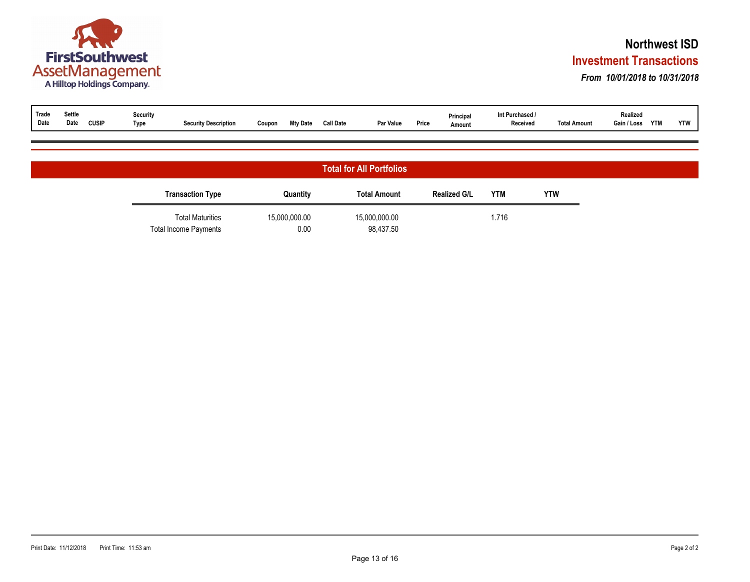# Northwest ISD

## Investment Transactions

*From 10/01/2018 to 10/31/2018*

| Trade Date | Settle Date | CUSIP | Security Type | Security Description | Coupon | Mty Date | Call Date | Par Value | Price | Principal Amount | Int Purchased / Received | Total Amount | Realized Gain / Loss | YTM | YTW |
|---|---|---|---|---|---|---|---|---|---|---|---|---|---|---|---|

## Total for All Portfolios

| Transaction Type | Quantity | Total Amount | Realized G/L | YTM | YTW |
|---|---|---|---|---|---|
| Total Maturities | 15,000,000.00 | 15,000,000.00 | | 1.716 | |
| Total Income Payments | 0.00 | 98,437.50 | | | |

Print Date: 11/12/2018 Print Time: 11:53 am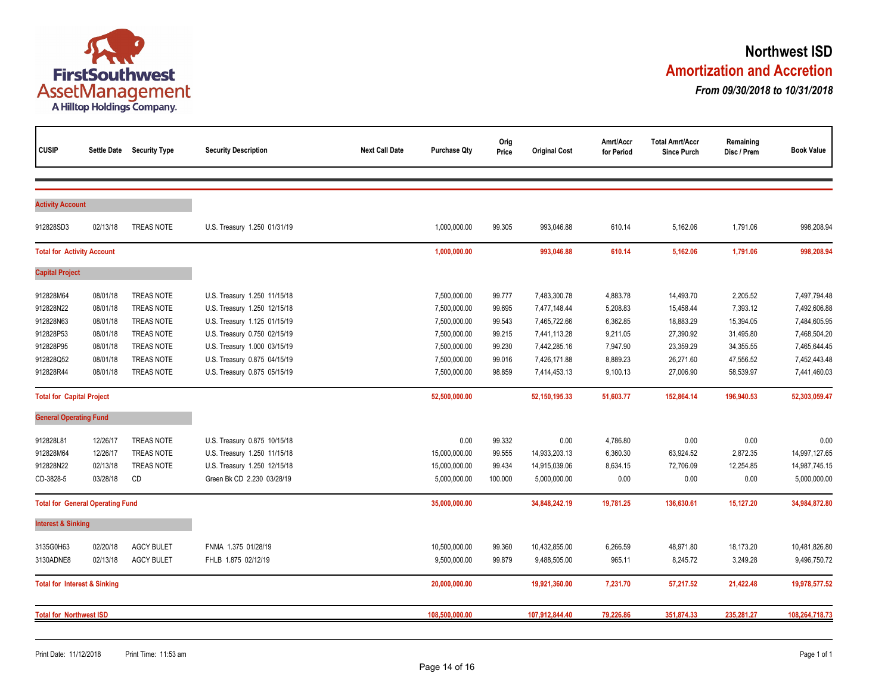FirstSouthwest AssetManagement
A Hilltop Holdings Company.

# Northwest ISD

## Amortization and Accretion

***From 09/30/2018 to 10/31/2018***

| CUSIP | Settle Date | Security Type | Security Description | Next Call Date | Purchase Qty | Orig Price | Original Cost | Amrt/Accr for Period | Total Amrt/Accr Since Purch | Remaining Disc / Prem | Book Value |
|---|---|---|---|---|---|---|---|---|---|---|---|
| **Activity Account** | | | | | | | | | | | |
| 912828SD3 | 02/13/18 | TREAS NOTE | U.S. Treasury 1.250 01/31/19 | | 1,000,000.00 | 99.305 | 993,046.88 | 610.14 | 5,162.06 | 1,791.06 | 998,208.94 |
| **Total for Activity Account** | | | | | **1,000,000.00** | | **993,046.88** | **610.14** | **5,162.06** | **1,791.06** | **998,208.94** |
| **Capital Project** | | | | | | | | | | | |
| 912828M64 | 08/01/18 | TREAS NOTE | U.S. Treasury 1.250 11/15/18 | | 7,500,000.00 | 99.777 | 7,483,300.78 | 4,883.78 | 14,493.70 | 2,205.52 | 7,497,794.48 |
| 912828N22 | 08/01/18 | TREAS NOTE | U.S. Treasury 1.250 12/15/18 | | 7,500,000.00 | 99.695 | 7,477,148.44 | 5,208.83 | 15,458.44 | 7,393.12 | 7,492,606.88 |
| 912828N63 | 08/01/18 | TREAS NOTE | U.S. Treasury 1.125 01/15/19 | | 7,500,000.00 | 99.543 | 7,465,722.66 | 6,362.85 | 18,883.29 | 15,394.05 | 7,484,605.95 |
| 912828P53 | 08/01/18 | TREAS NOTE | U.S. Treasury 0.750 02/15/19 | | 7,500,000.00 | 99.215 | 7,441,113.28 | 9,211.05 | 27,390.92 | 31,495.80 | 7,468,504.20 |
| 912828P95 | 08/01/18 | TREAS NOTE | U.S. Treasury 1.000 03/15/19 | | 7,500,000.00 | 99.230 | 7,442,285.16 | 7,947.90 | 23,359.29 | 34,355.55 | 7,465,644.45 |
| 912828Q52 | 08/01/18 | TREAS NOTE | U.S. Treasury 0.875 04/15/19 | | 7,500,000.00 | 99.016 | 7,426,171.88 | 8,889.23 | 26,271.60 | 47,556.52 | 7,452,443.48 |
| 912828R44 | 08/01/18 | TREAS NOTE | U.S. Treasury 0.875 05/15/19 | | 7,500,000.00 | 98.859 | 7,414,453.13 | 9,100.13 | 27,006.90 | 58,539.97 | 7,441,460.03 |
| **Total for Capital Project** | | | | | **52,500,000.00** | | **52,150,195.33** | **51,603.77** | **152,864.14** | **196,940.53** | **52,303,059.47** |
| **General Operating Fund** | | | | | | | | | | | |
| 912828L81 | 12/26/17 | TREAS NOTE | U.S. Treasury 0.875 10/15/18 | | 0.00 | 99.332 | 0.00 | 4,786.80 | 0.00 | 0.00 | 0.00 |
| 912828M64 | 12/26/17 | TREAS NOTE | U.S. Treasury 1.250 11/15/18 | | 15,000,000.00 | 99.555 | 14,933,203.13 | 6,360.30 | 63,924.52 | 2,872.35 | 14,997,127.65 |
| 912828N22 | 02/13/18 | TREAS NOTE | U.S. Treasury 1.250 12/15/18 | | 15,000,000.00 | 99.434 | 14,915,039.06 | 8,634.15 | 72,706.09 | 12,254.85 | 14,987,745.15 |
| CD-3828-5 | 03/28/18 | CD | Green Bk CD 2.230 03/28/19 | | 5,000,000.00 | 100.000 | 5,000,000.00 | 0.00 | 0.00 | 0.00 | 5,000,000.00 |
| **Total for General Operating Fund** | | | | | **35,000,000.00** | | **34,848,242.19** | **19,781.25** | **136,630.61** | **15,127.20** | **34,984,872.80** |
| **Interest & Sinking** | | | | | | | | | | | |
| 3135G0H63 | 02/20/18 | AGCY BULET | FNMA 1.375 01/28/19 | | 10,500,000.00 | 99.360 | 10,432,855.00 | 6,266.59 | 48,971.80 | 18,173.20 | 10,481,826.80 |
| 3130ADNE8 | 02/13/18 | AGCY BULET | FHLB 1.875 02/12/19 | | 9,500,000.00 | 99.879 | 9,488,505.00 | 965.11 | 8,245.72 | 3,249.28 | 9,496,750.72 |
| **Total for Interest & Sinking** | | | | | **20,000,000.00** | | **19,921,360.00** | **7,231.70** | **57,217.52** | **21,422.48** | **19,978,577.52** |
| **Total for Northwest ISD** | | | | | **108,500,000.00** | | **107,912,844.40** | **79,226.86** | **351,874.33** | **235,281.27** | **108,264,718.73** |

Print Date: 11/12/2018 Print Time: 11:53 am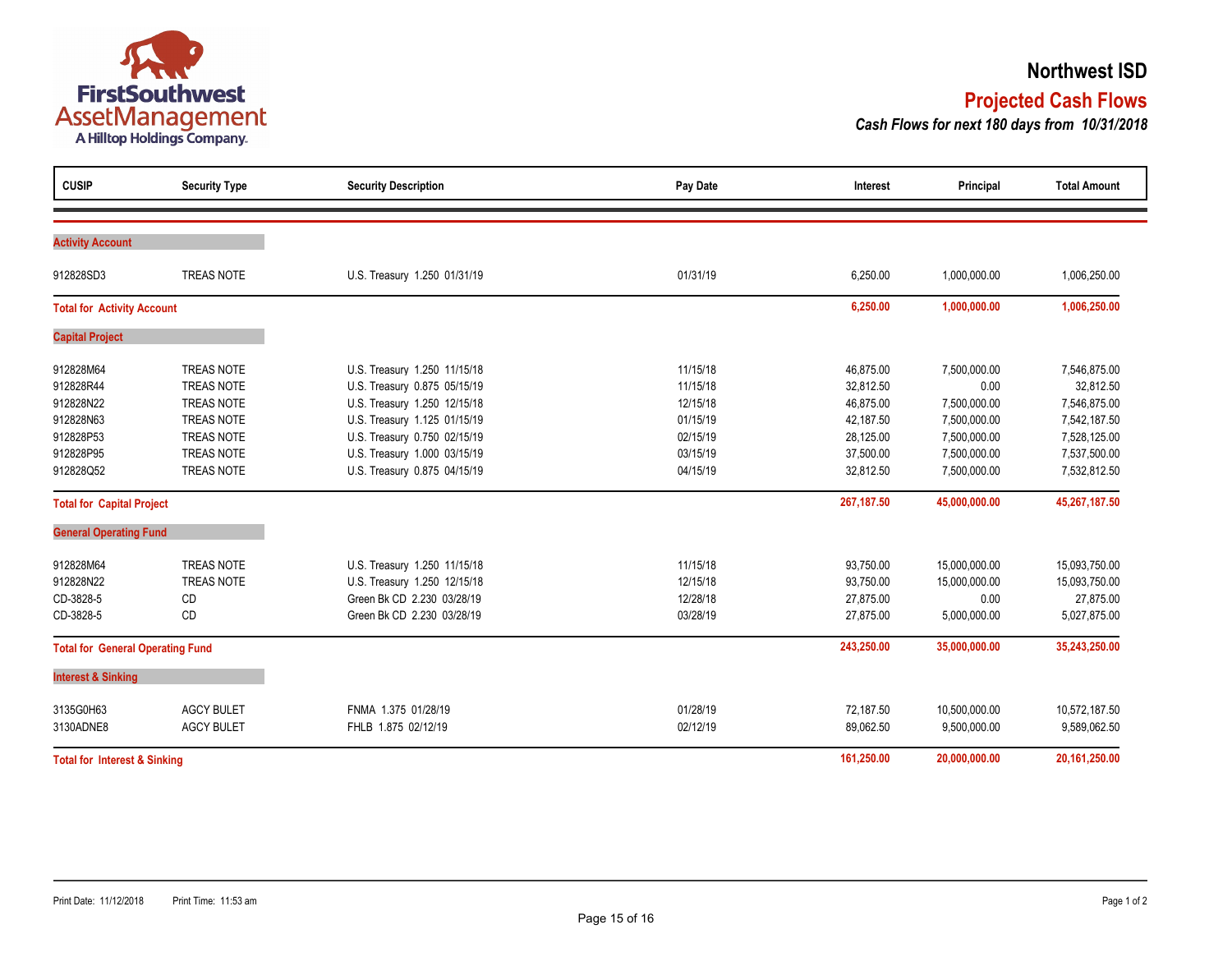FirstSouthwest AssetManagement
A Hilltop Holdings Company.

# Northwest ISD

## Projected Cash Flows

***Cash Flows for next 180 days from 10/31/2018***

| CUSIP | Security Type | Security Description | Pay Date | Interest | Principal | Total Amount |
|---|---|---|---|---|---|---|
| **Activity Account** | | | | | | |
| 912828SD3 | TREAS NOTE | U.S. Treasury 1.250 01/31/19 | 01/31/19 | 6,250.00 | 1,000,000.00 | 1,006,250.00 |
| **Total for Activity Account** | | | | **6,250.00** | **1,000,000.00** | **1,006,250.00** |
| **Capital Project** | | | | | | |
| 912828M64 | TREAS NOTE | U.S. Treasury 1.250 11/15/18 | 11/15/18 | 46,875.00 | 7,500,000.00 | 7,546,875.00 |
| 912828R44 | TREAS NOTE | U.S. Treasury 0.875 05/15/19 | 11/15/18 | 32,812.50 | 0.00 | 32,812.50 |
| 912828N22 | TREAS NOTE | U.S. Treasury 1.250 12/15/18 | 12/15/18 | 46,875.00 | 7,500,000.00 | 7,546,875.00 |
| 912828N63 | TREAS NOTE | U.S. Treasury 1.125 01/15/19 | 01/15/19 | 42,187.50 | 7,500,000.00 | 7,542,187.50 |
| 912828P53 | TREAS NOTE | U.S. Treasury 0.750 02/15/19 | 02/15/19 | 28,125.00 | 7,500,000.00 | 7,528,125.00 |
| 912828P95 | TREAS NOTE | U.S. Treasury 1.000 03/15/19 | 03/15/19 | 37,500.00 | 7,500,000.00 | 7,537,500.00 |
| 912828Q52 | TREAS NOTE | U.S. Treasury 0.875 04/15/19 | 04/15/19 | 32,812.50 | 7,500,000.00 | 7,532,812.50 |
| **Total for Capital Project** | | | | **267,187.50** | **45,000,000.00** | **45,267,187.50** |
| **General Operating Fund** | | | | | | |
| 912828M64 | TREAS NOTE | U.S. Treasury 1.250 11/15/18 | 11/15/18 | 93,750.00 | 15,000,000.00 | 15,093,750.00 |
| 912828N22 | TREAS NOTE | U.S. Treasury 1.250 12/15/18 | 12/15/18 | 93,750.00 | 15,000,000.00 | 15,093,750.00 |
| CD-3828-5 | CD | Green Bk CD 2.230 03/28/19 | 12/28/18 | 27,875.00 | 0.00 | 27,875.00 |
| CD-3828-5 | CD | Green Bk CD 2.230 03/28/19 | 03/28/19 | 27,875.00 | 5,000,000.00 | 5,027,875.00 |
| **Total for General Operating Fund** | | | | **243,250.00** | **35,000,000.00** | **35,243,250.00** |
| **Interest & Sinking** | | | | | | |
| 3135G0H63 | AGCY BULET | FNMA 1.375 01/28/19 | 01/28/19 | 72,187.50 | 10,500,000.00 | 10,572,187.50 |
| 3130ADNE8 | AGCY BULET | FHLB 1.875 02/12/19 | 02/12/19 | 89,062.50 | 9,500,000.00 | 9,589,062.50 |
| **Total for Interest & Sinking** | | | | **161,250.00** | **20,000,000.00** | **20,161,250.00** |

Print Date: 11/12/2018 Print Time: 11:53 am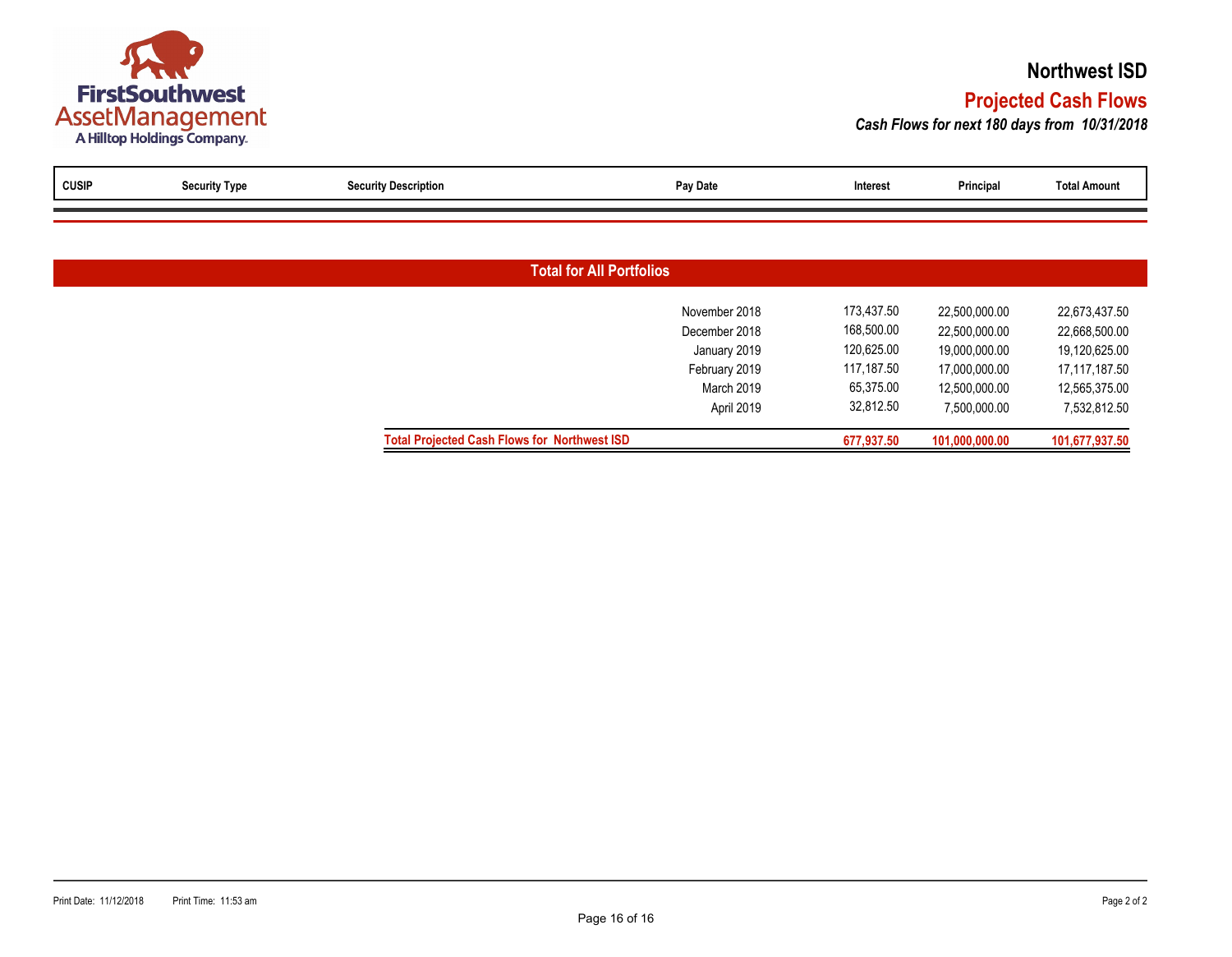# Northwest ISD

## Projected Cash Flows

*Cash Flows for next 180 days from 10/31/2018*

| CUSIP | Security Type | Security Description | Pay Date | Interest | Principal | Total Amount |
|---|---|---|---|---|---|---|

### Total for All Portfolios

| | | | | |
|---|---|---|---|---|
| | November 2018 | 173,437.50 | 22,500,000.00 | 22,673,437.50 |
| | December 2018 | 168,500.00 | 22,500,000.00 | 22,668,500.00 |
| | January 2019 | 120,625.00 | 19,000,000.00 | 19,120,625.00 |
| | February 2019 | 117,187.50 | 17,000,000.00 | 17,117,187.50 |
| | March 2019 | 65,375.00 | 12,500,000.00 | 12,565,375.00 |
| | April 2019 | 32,812.50 | 7,500,000.00 | 7,532,812.50 |
| **Total Projected Cash Flows for Northwest ISD** | | **677,937.50** | **101,000,000.00** | **101,677,937.50** |

Print Date: 11/12/2018 Print Time: 11:53 am